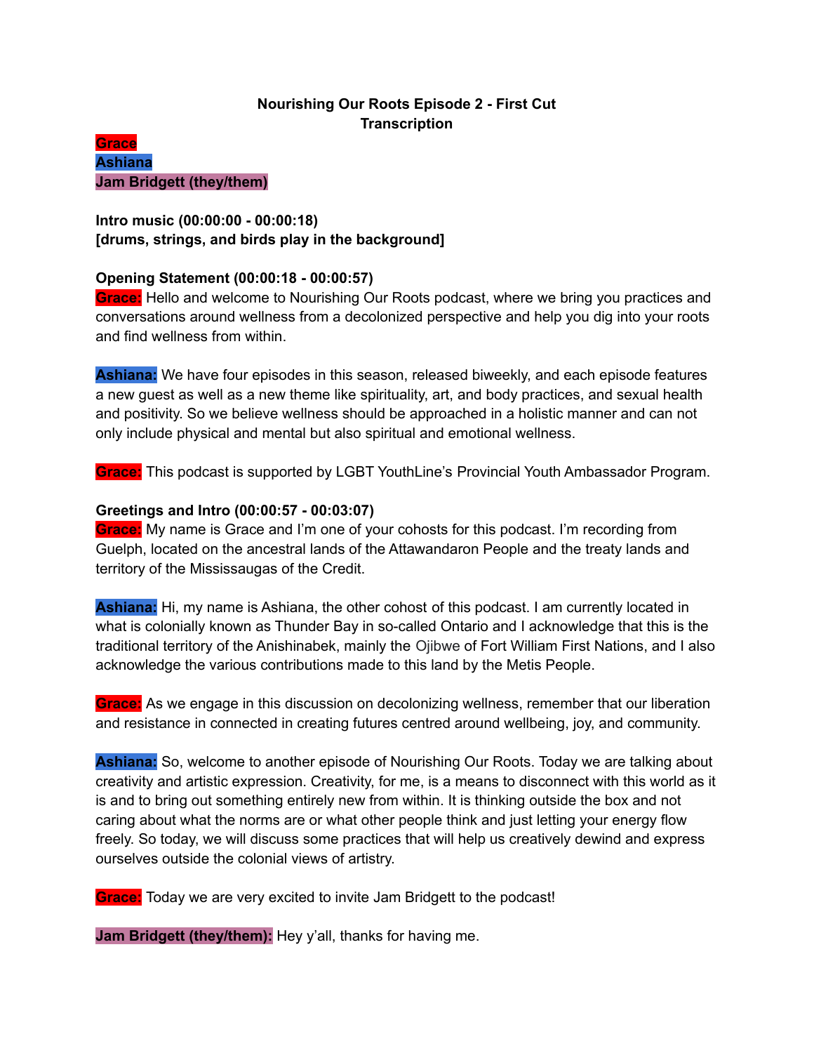**Nourishing Our Roots Episode 2 - First Cut Transcription**

**Grace**
**Ashiana**
**Jam Bridgett (they/them)**

**Intro music (00:00:00 - 00:00:18)**
**[drums, strings, and birds play in the background]**

**Opening Statement (00:00:18 - 00:00:57)**

**Grace:** Hello and welcome to Nourishing Our Roots podcast, where we bring you practices and conversations around wellness from a decolonized perspective and help you dig into your roots and find wellness from within.

**Ashiana:** We have four episodes in this season, released biweekly, and each episode features a new guest as well as a new theme like spirituality, art, and body practices, and sexual health and positivity. So we believe wellness should be approached in a holistic manner and can not only include physical and mental but also spiritual and emotional wellness.

**Grace:** This podcast is supported by LGBT YouthLine's Provincial Youth Ambassador Program.

**Greetings and Intro (00:00:57 - 00:03:07)**

**Grace:** My name is Grace and I'm one of your cohosts for this podcast. I'm recording from Guelph, located on the ancestral lands of the Attawandaron People and the treaty lands and territory of the Mississaugas of the Credit.

**Ashiana:** Hi, my name is Ashiana, the other cohost of this podcast. I am currently located in what is colonially known as Thunder Bay in so-called Ontario and I acknowledge that this is the traditional territory of the Anishinabek, mainly the Ojibwe of Fort William First Nations, and I also acknowledge the various contributions made to this land by the Metis People.

**Grace:** As we engage in this discussion on decolonizing wellness, remember that our liberation and resistance in connected in creating futures centred around wellbeing, joy, and community.

**Ashiana:** So, welcome to another episode of Nourishing Our Roots. Today we are talking about creativity and artistic expression. Creativity, for me, is a means to disconnect with this world as it is and to bring out something entirely new from within. It is thinking outside the box and not caring about what the norms are or what other people think and just letting your energy flow freely. So today, we will discuss some practices that will help us creatively dewind and express ourselves outside the colonial views of artistry.

**Grace:** Today we are very excited to invite Jam Bridgett to the podcast!

**Jam Bridgett (they/them):** Hey y'all, thanks for having me.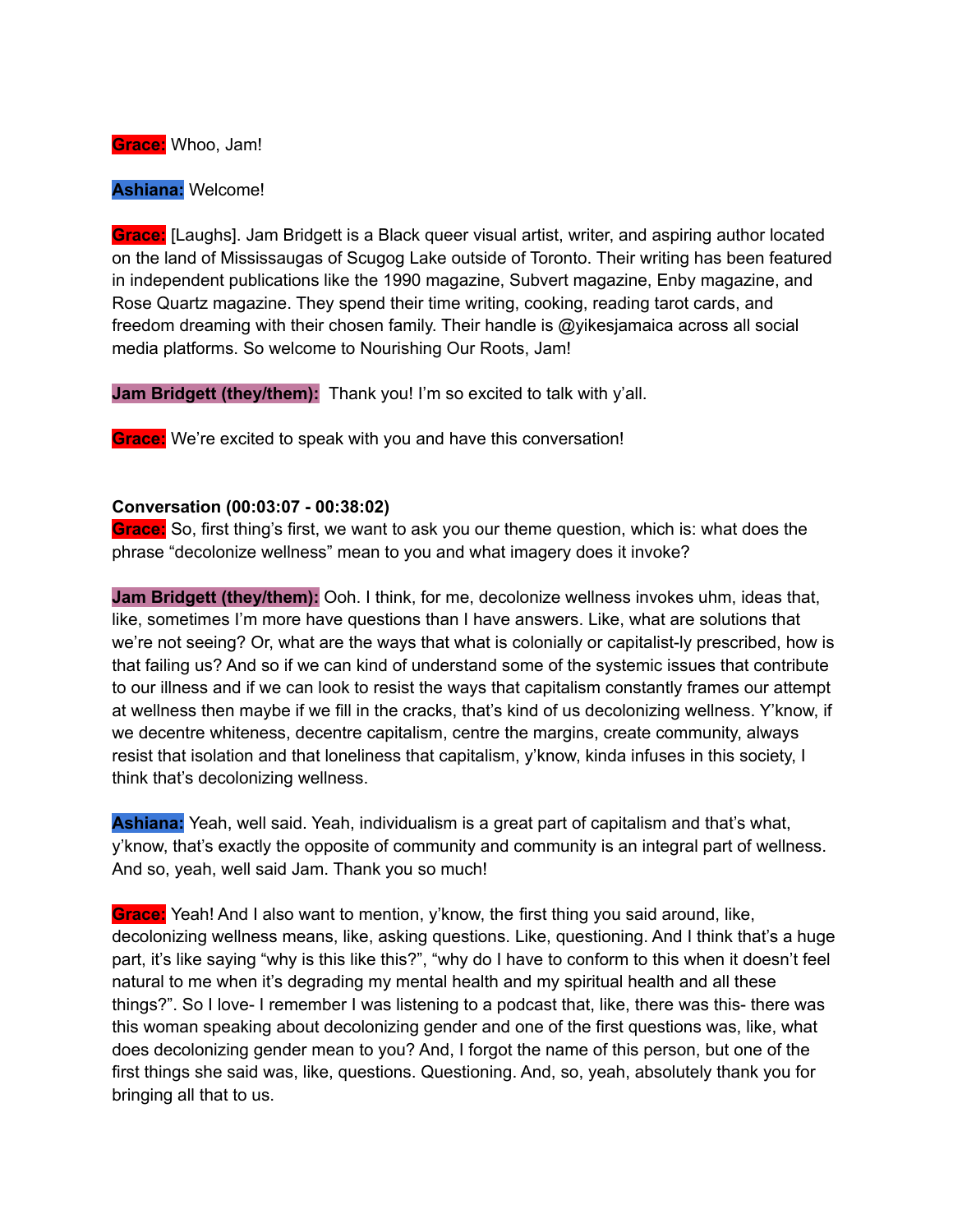**Grace:** Whoo, Jam!

**Ashiana:** Welcome!

**Grace:** [Laughs]. Jam Bridgett is a Black queer visual artist, writer, and aspiring author located on the land of Mississaugas of Scugog Lake outside of Toronto. Their writing has been featured in independent publications like the 1990 magazine, Subvert magazine, Enby magazine, and Rose Quartz magazine. They spend their time writing, cooking, reading tarot cards, and freedom dreaming with their chosen family. Their handle is @yikesjamaica across all social media platforms. So welcome to Nourishing Our Roots, Jam!

**Jam Bridgett (they/them):** Thank you! I'm so excited to talk with y'all.

**Grace:** We're excited to speak with you and have this conversation!

**Conversation (00:03:07 - 00:38:02)**

**Grace:** So, first thing's first, we want to ask you our theme question, which is: what does the phrase "decolonize wellness" mean to you and what imagery does it invoke?

**Jam Bridgett (they/them):** Ooh. I think, for me, decolonize wellness invokes uhm, ideas that, like, sometimes I'm more have questions than I have answers. Like, what are solutions that we're not seeing? Or, what are the ways that what is colonially or capitalist-ly prescribed, how is that failing us? And so if we can kind of understand some of the systemic issues that contribute to our illness and if we can look to resist the ways that capitalism constantly frames our attempt at wellness then maybe if we fill in the cracks, that's kind of us decolonizing wellness. Y'know, if we decentre whiteness, decentre capitalism, centre the margins, create community, always resist that isolation and that loneliness that capitalism, y'know, kinda infuses in this society, I think that's decolonizing wellness.

**Ashiana:** Yeah, well said. Yeah, individualism is a great part of capitalism and that's what, y'know, that's exactly the opposite of community and community is an integral part of wellness. And so, yeah, well said Jam. Thank you so much!

**Grace:** Yeah! And I also want to mention, y'know, the first thing you said around, like, decolonizing wellness means, like, asking questions. Like, questioning. And I think that's a huge part, it's like saying "why is this like this?", "why do I have to conform to this when it doesn't feel natural to me when it's degrading my mental health and my spiritual health and all these things?". So I love- I remember I was listening to a podcast that, like, there was this- there was this woman speaking about decolonizing gender and one of the first questions was, like, what does decolonizing gender mean to you? And, I forgot the name of this person, but one of the first things she said was, like, questions. Questioning. And, so, yeah, absolutely thank you for bringing all that to us.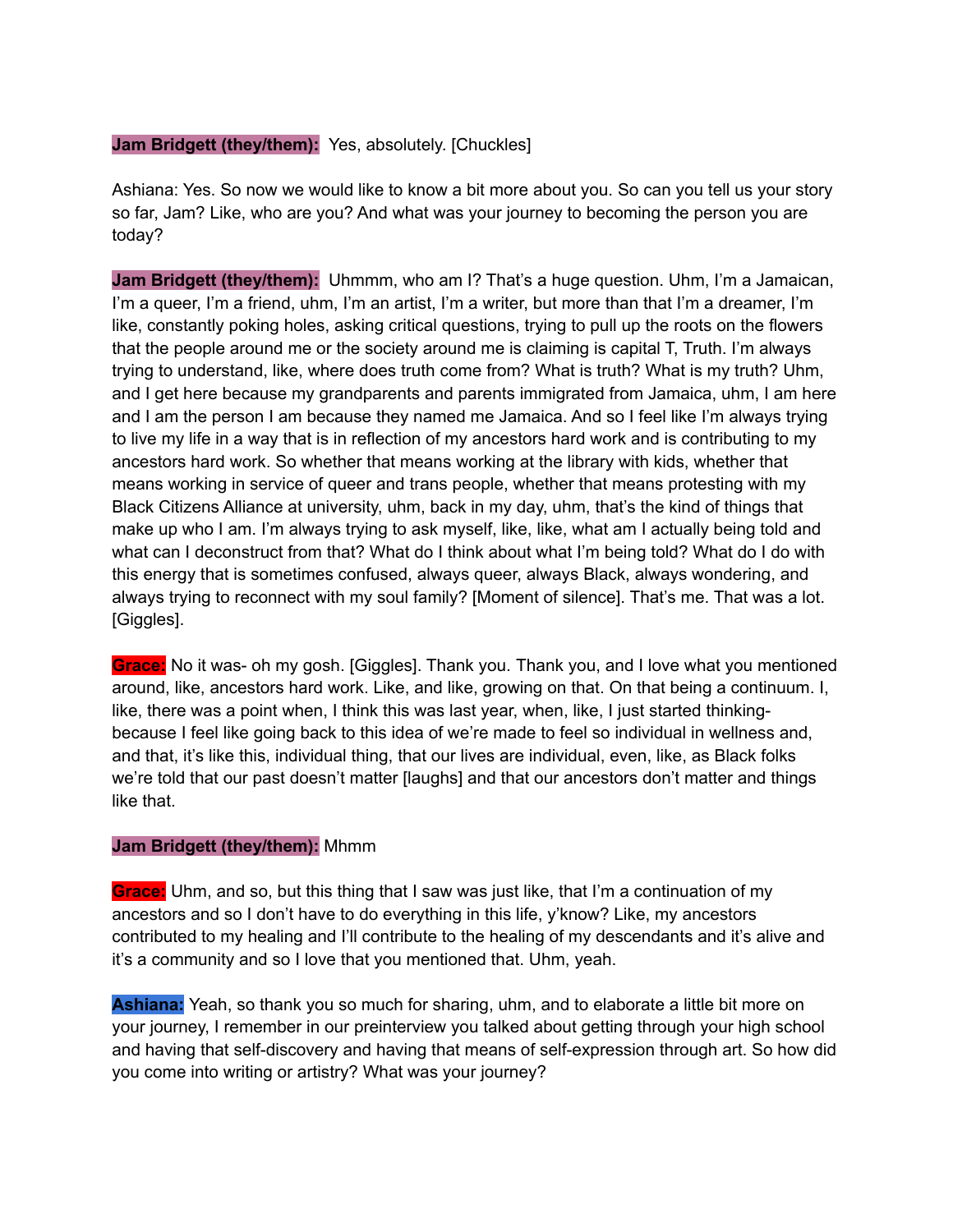**Jam Bridgett (they/them):** Yes, absolutely. [Chuckles]

Ashiana: Yes. So now we would like to know a bit more about you. So can you tell us your story so far, Jam? Like, who are you? And what was your journey to becoming the person you are today?

**Jam Bridgett (they/them):** Uhmmm, who am I? That's a huge question. Uhm, I'm a Jamaican, I'm a queer, I'm a friend, uhm, I'm an artist, I'm a writer, but more than that I'm a dreamer, I'm like, constantly poking holes, asking critical questions, trying to pull up the roots on the flowers that the people around me or the society around me is claiming is capital T, Truth. I'm always trying to understand, like, where does truth come from? What is truth? What is my truth? Uhm, and I get here because my grandparents and parents immigrated from Jamaica, uhm, I am here and I am the person I am because they named me Jamaica. And so I feel like I'm always trying to live my life in a way that is in reflection of my ancestors hard work and is contributing to my ancestors hard work. So whether that means working at the library with kids, whether that means working in service of queer and trans people, whether that means protesting with my Black Citizens Alliance at university, uhm, back in my day, uhm, that's the kind of things that make up who I am. I'm always trying to ask myself, like, like, what am I actually being told and what can I deconstruct from that? What do I think about what I'm being told? What do I do with this energy that is sometimes confused, always queer, always Black, always wondering, and always trying to reconnect with my soul family? [Moment of silence]. That's me. That was a lot. [Giggles].

**Grace:** No it was- oh my gosh. [Giggles]. Thank you. Thank you, and I love what you mentioned around, like, ancestors hard work. Like, and like, growing on that. On that being a continuum. I, like, there was a point when, I think this was last year, when, like, I just started thinking- because I feel like going back to this idea of we're made to feel so individual in wellness and, and that, it's like this, individual thing, that our lives are individual, even, like, as Black folks we're told that our past doesn't matter [laughs] and that our ancestors don't matter and things like that.

**Jam Bridgett (they/them):** Mhmm

**Grace:** Uhm, and so, but this thing that I saw was just like, that I'm a continuation of my ancestors and so I don't have to do everything in this life, y'know? Like, my ancestors contributed to my healing and I'll contribute to the healing of my descendants and it's alive and it's a community and so I love that you mentioned that. Uhm, yeah.

**Ashiana:** Yeah, so thank you so much for sharing, uhm, and to elaborate a little bit more on your journey, I remember in our preinterview you talked about getting through your high school and having that self-discovery and having that means of self-expression through art. So how did you come into writing or artistry? What was your journey?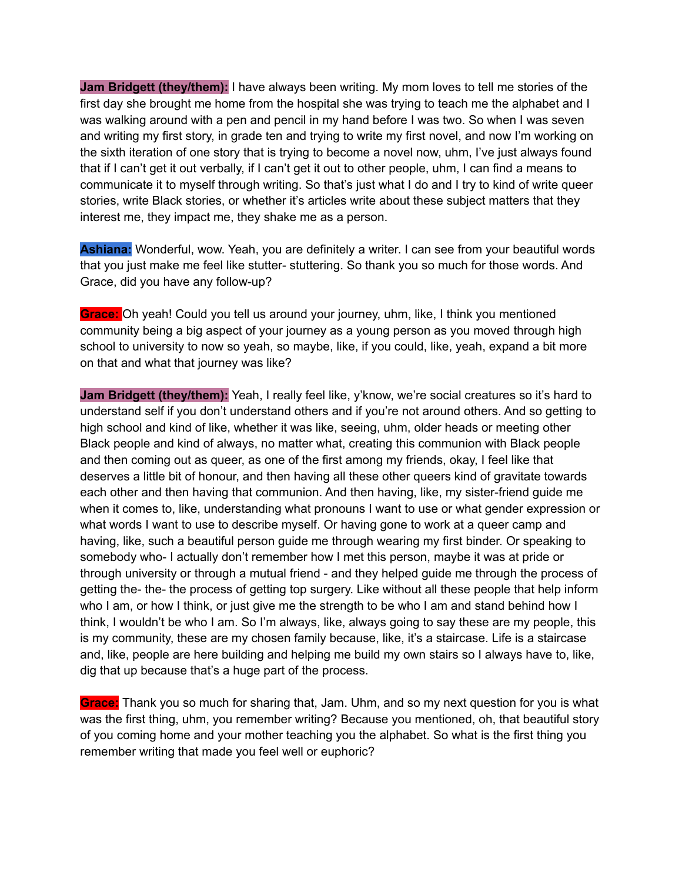**Jam Bridgett (they/them):** I have always been writing. My mom loves to tell me stories of the first day she brought me home from the hospital she was trying to teach me the alphabet and I was walking around with a pen and pencil in my hand before I was two. So when I was seven and writing my first story, in grade ten and trying to write my first novel, and now I'm working on the sixth iteration of one story that is trying to become a novel now, uhm, I've just always found that if I can't get it out verbally, if I can't get it out to other people, uhm, I can find a means to communicate it to myself through writing. So that's just what I do and I try to kind of write queer stories, write Black stories, or whether it's articles write about these subject matters that they interest me, they impact me, they shake me as a person.

**Ashiana:** Wonderful, wow. Yeah, you are definitely a writer. I can see from your beautiful words that you just make me feel like stutter- stuttering. So thank you so much for those words. And Grace, did you have any follow-up?

**Grace:** Oh yeah! Could you tell us around your journey, uhm, like, I think you mentioned community being a big aspect of your journey as a young person as you moved through high school to university to now so yeah, so maybe, like, if you could, like, yeah, expand a bit more on that and what that journey was like?

**Jam Bridgett (they/them):** Yeah, I really feel like, y'know, we're social creatures so it's hard to understand self if you don't understand others and if you're not around others. And so getting to high school and kind of like, whether it was like, seeing, uhm, older heads or meeting other Black people and kind of always, no matter what, creating this communion with Black people and then coming out as queer, as one of the first among my friends, okay, I feel like that deserves a little bit of honour, and then having all these other queers kind of gravitate towards each other and then having that communion. And then having, like, my sister-friend guide me when it comes to, like, understanding what pronouns I want to use or what gender expression or what words I want to use to describe myself. Or having gone to work at a queer camp and having, like, such a beautiful person guide me through wearing my first binder. Or speaking to somebody who- I actually don't remember how I met this person, maybe it was at pride or through university or through a mutual friend - and they helped guide me through the process of getting the- the- the process of getting top surgery. Like without all these people that help inform who I am, or how I think, or just give me the strength to be who I am and stand behind how I think, I wouldn't be who I am. So I'm always, like, always going to say these are my people, this is my community, these are my chosen family because, like, it's a staircase. Life is a staircase and, like, people are here building and helping me build my own stairs so I always have to, like, dig that up because that's a huge part of the process.

**Grace:** Thank you so much for sharing that, Jam. Uhm, and so my next question for you is what was the first thing, uhm, you remember writing? Because you mentioned, oh, that beautiful story of you coming home and your mother teaching you the alphabet. So what is the first thing you remember writing that made you feel well or euphoric?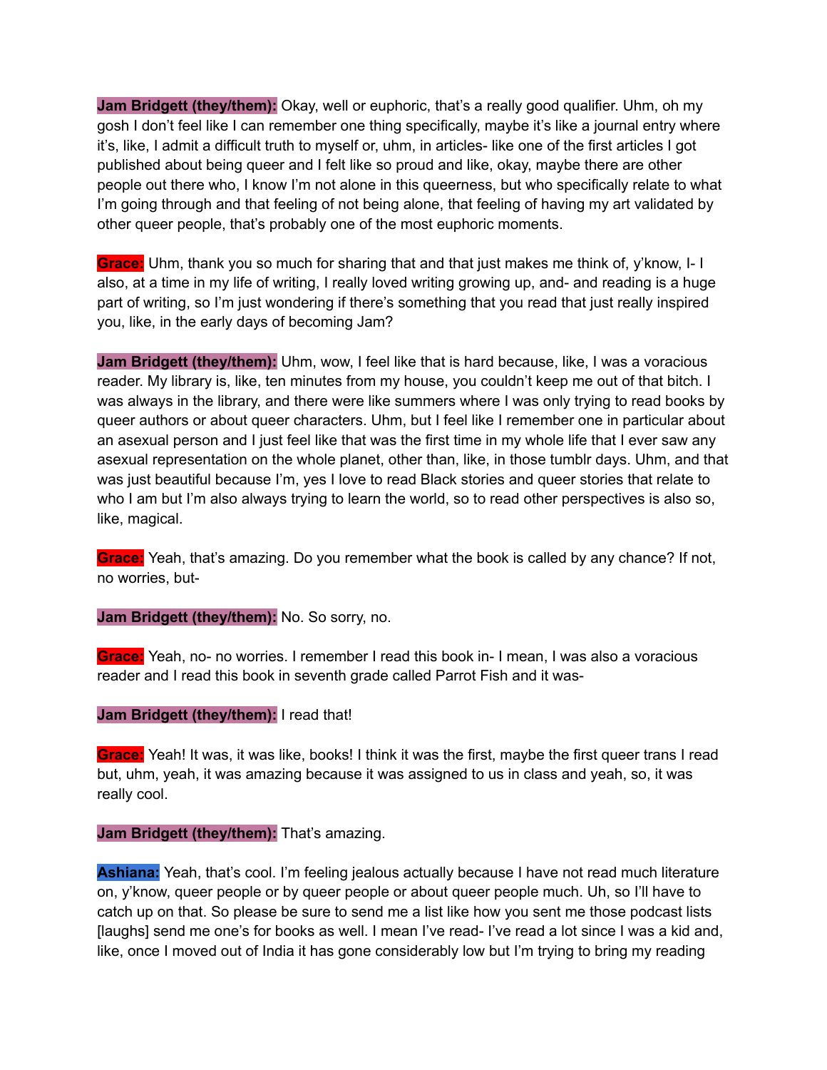**Jam Bridgett (they/them):** Okay, well or euphoric, that's a really good qualifier. Uhm, oh my gosh I don't feel like I can remember one thing specifically, maybe it's like a journal entry where it's, like, I admit a difficult truth to myself or, uhm, in articles- like one of the first articles I got published about being queer and I felt like so proud and like, okay, maybe there are other people out there who, I know I'm not alone in this queerness, but who specifically relate to what I'm going through and that feeling of not being alone, that feeling of having my art validated by other queer people, that's probably one of the most euphoric moments.

**Grace:** Uhm, thank you so much for sharing that and that just makes me think of, y'know, I- I also, at a time in my life of writing, I really loved writing growing up, and- and reading is a huge part of writing, so I'm just wondering if there's something that you read that just really inspired you, like, in the early days of becoming Jam?

**Jam Bridgett (they/them):** Uhm, wow, I feel like that is hard because, like, I was a voracious reader. My library is, like, ten minutes from my house, you couldn't keep me out of that bitch. I was always in the library, and there were like summers where I was only trying to read books by queer authors or about queer characters. Uhm, but I feel like I remember one in particular about an asexual person and I just feel like that was the first time in my whole life that I ever saw any asexual representation on the whole planet, other than, like, in those tumblr days. Uhm, and that was just beautiful because I'm, yes I love to read Black stories and queer stories that relate to who I am but I'm also always trying to learn the world, so to read other perspectives is also so, like, magical.

**Grace:** Yeah, that's amazing. Do you remember what the book is called by any chance? If not, no worries, but-

**Jam Bridgett (they/them):** No. So sorry, no.

**Grace:** Yeah, no- no worries. I remember I read this book in- I mean, I was also a voracious reader and I read this book in seventh grade called Parrot Fish and it was-

**Jam Bridgett (they/them):** I read that!

**Grace:** Yeah! It was, it was like, books! I think it was the first, maybe the first queer trans I read but, uhm, yeah, it was amazing because it was assigned to us in class and yeah, so, it was really cool.

**Jam Bridgett (they/them):** That's amazing.

**Ashiana:** Yeah, that's cool. I'm feeling jealous actually because I have not read much literature on, y'know, queer people or by queer people or about queer people much. Uh, so I'll have to catch up on that. So please be sure to send me a list like how you sent me those podcast lists [laughs] send me one's for books as well. I mean I've read- I've read a lot since I was a kid and, like, once I moved out of India it has gone considerably low but I'm trying to bring my reading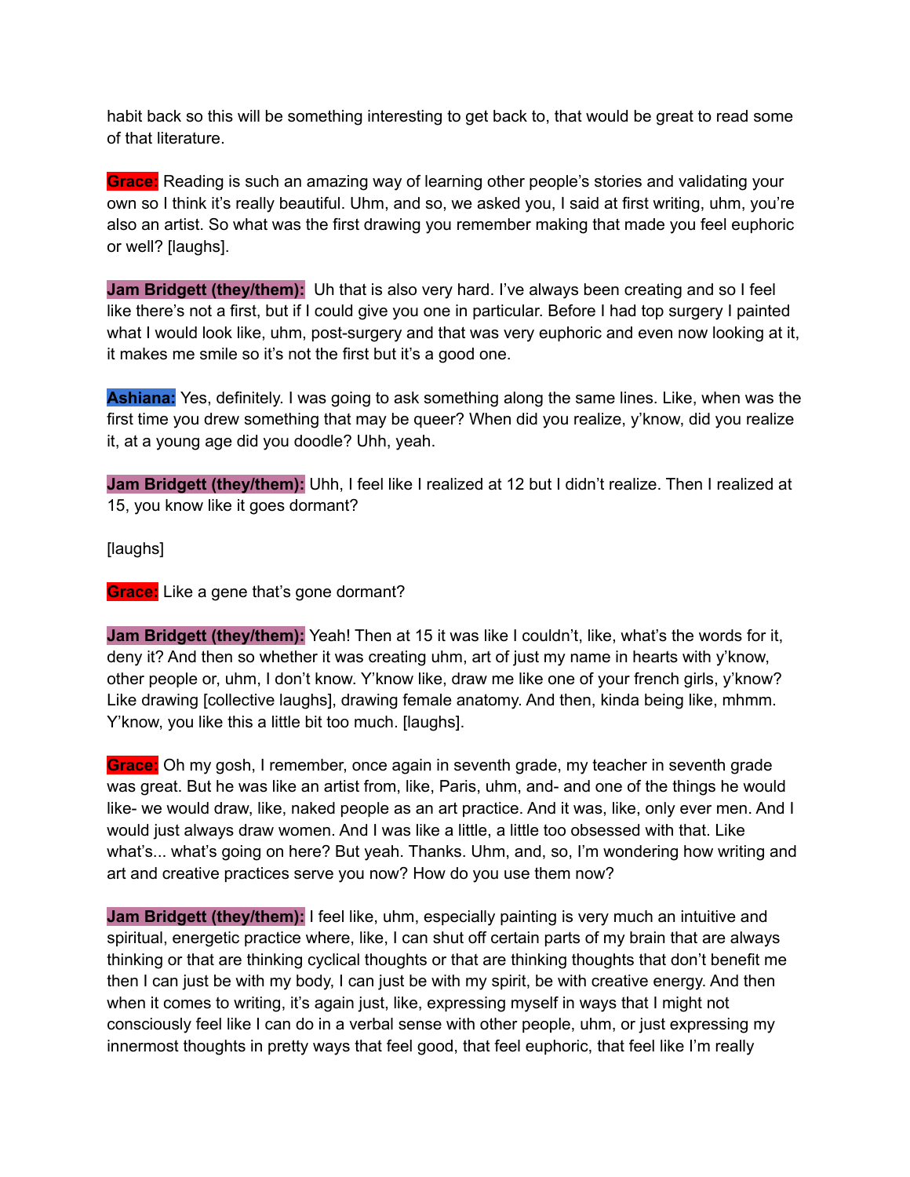habit back so this will be something interesting to get back to, that would be great to read some of that literature.

**Grace:** Reading is such an amazing way of learning other people's stories and validating your own so I think it's really beautiful. Uhm, and so, we asked you, I said at first writing, uhm, you're also an artist. So what was the first drawing you remember making that made you feel euphoric or well? [laughs].

**Jam Bridgett (they/them):** Uh that is also very hard. I've always been creating and so I feel like there's not a first, but if I could give you one in particular. Before I had top surgery I painted what I would look like, uhm, post-surgery and that was very euphoric and even now looking at it, it makes me smile so it's not the first but it's a good one.

**Ashiana:** Yes, definitely. I was going to ask something along the same lines. Like, when was the first time you drew something that may be queer? When did you realize, y'know, did you realize it, at a young age did you doodle? Uhh, yeah.

**Jam Bridgett (they/them):** Uhh, I feel like I realized at 12 but I didn't realize. Then I realized at 15, you know like it goes dormant?

[laughs]

**Grace:** Like a gene that's gone dormant?

**Jam Bridgett (they/them):** Yeah! Then at 15 it was like I couldn't, like, what's the words for it, deny it? And then so whether it was creating uhm, art of just my name in hearts with y'know, other people or, uhm, I don't know. Y'know like, draw me like one of your french girls, y'know? Like drawing [collective laughs], drawing female anatomy. And then, kinda being like, mhmm. Y'know, you like this a little bit too much. [laughs].

**Grace:** Oh my gosh, I remember, once again in seventh grade, my teacher in seventh grade was great. But he was like an artist from, like, Paris, uhm, and- and one of the things he would like- we would draw, like, naked people as an art practice. And it was, like, only ever men. And I would just always draw women. And I was like a little, a little too obsessed with that. Like what's... what's going on here? But yeah. Thanks. Uhm, and, so, I'm wondering how writing and art and creative practices serve you now? How do you use them now?

**Jam Bridgett (they/them):** I feel like, uhm, especially painting is very much an intuitive and spiritual, energetic practice where, like, I can shut off certain parts of my brain that are always thinking or that are thinking cyclical thoughts or that are thinking thoughts that don't benefit me then I can just be with my body, I can just be with my spirit, be with creative energy. And then when it comes to writing, it's again just, like, expressing myself in ways that I might not consciously feel like I can do in a verbal sense with other people, uhm, or just expressing my innermost thoughts in pretty ways that feel good, that feel euphoric, that feel like I'm really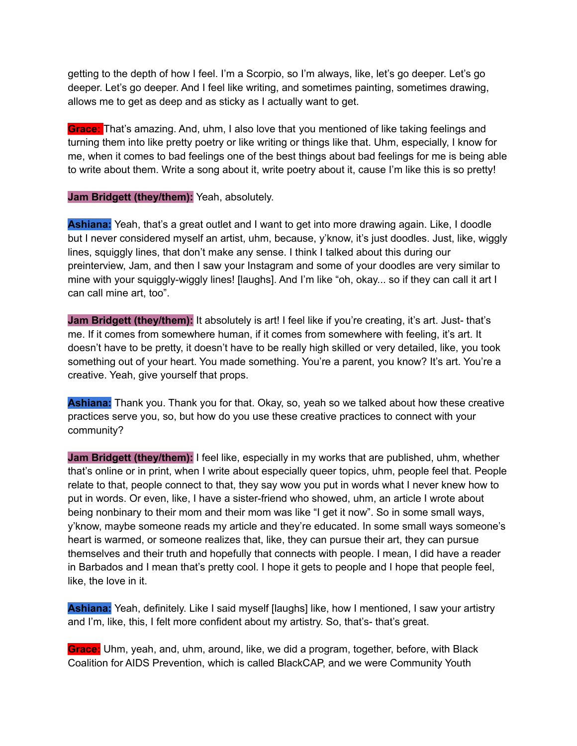getting to the depth of how I feel. I'm a Scorpio, so I'm always, like, let's go deeper. Let's go deeper. Let's go deeper. And I feel like writing, and sometimes painting, sometimes drawing, allows me to get as deep and as sticky as I actually want to get.

**Grace:** That's amazing. And, uhm, I also love that you mentioned of like taking feelings and turning them into like pretty poetry or like writing or things like that. Uhm, especially, I know for me, when it comes to bad feelings one of the best things about bad feelings for me is being able to write about them. Write a song about it, write poetry about it, cause I'm like this is so pretty!

**Jam Bridgett (they/them):** Yeah, absolutely.

**Ashiana:** Yeah, that's a great outlet and I want to get into more drawing again. Like, I doodle but I never considered myself an artist, uhm, because, y'know, it's just doodles. Just, like, wiggly lines, squiggly lines, that don't make any sense. I think I talked about this during our preinterview, Jam, and then I saw your Instagram and some of your doodles are very similar to mine with your squiggly-wiggly lines! [laughs]. And I'm like "oh, okay... so if they can call it art I can call mine art, too".

**Jam Bridgett (they/them):** It absolutely is art! I feel like if you're creating, it's art. Just- that's me. If it comes from somewhere human, if it comes from somewhere with feeling, it's art. It doesn't have to be pretty, it doesn't have to be really high skilled or very detailed, like, you took something out of your heart. You made something. You're a parent, you know? It's art. You're a creative. Yeah, give yourself that props.

**Ashiana:** Thank you. Thank you for that. Okay, so, yeah so we talked about how these creative practices serve you, so, but how do you use these creative practices to connect with your community?

**Jam Bridgett (they/them):** I feel like, especially in my works that are published, uhm, whether that's online or in print, when I write about especially queer topics, uhm, people feel that. People relate to that, people connect to that, they say wow you put in words what I never knew how to put in words. Or even, like, I have a sister-friend who showed, uhm, an article I wrote about being nonbinary to their mom and their mom was like "I get it now". So in some small ways, y'know, maybe someone reads my article and they're educated. In some small ways someone's heart is warmed, or someone realizes that, like, they can pursue their art, they can pursue themselves and their truth and hopefully that connects with people. I mean, I did have a reader in Barbados and I mean that's pretty cool. I hope it gets to people and I hope that people feel, like, the love in it.

**Ashiana:** Yeah, definitely. Like I said myself [laughs] like, how I mentioned, I saw your artistry and I'm, like, this, I felt more confident about my artistry. So, that's- that's great.

**Grace:** Uhm, yeah, and, uhm, around, like, we did a program, together, before, with Black Coalition for AIDS Prevention, which is called BlackCAP, and we were Community Youth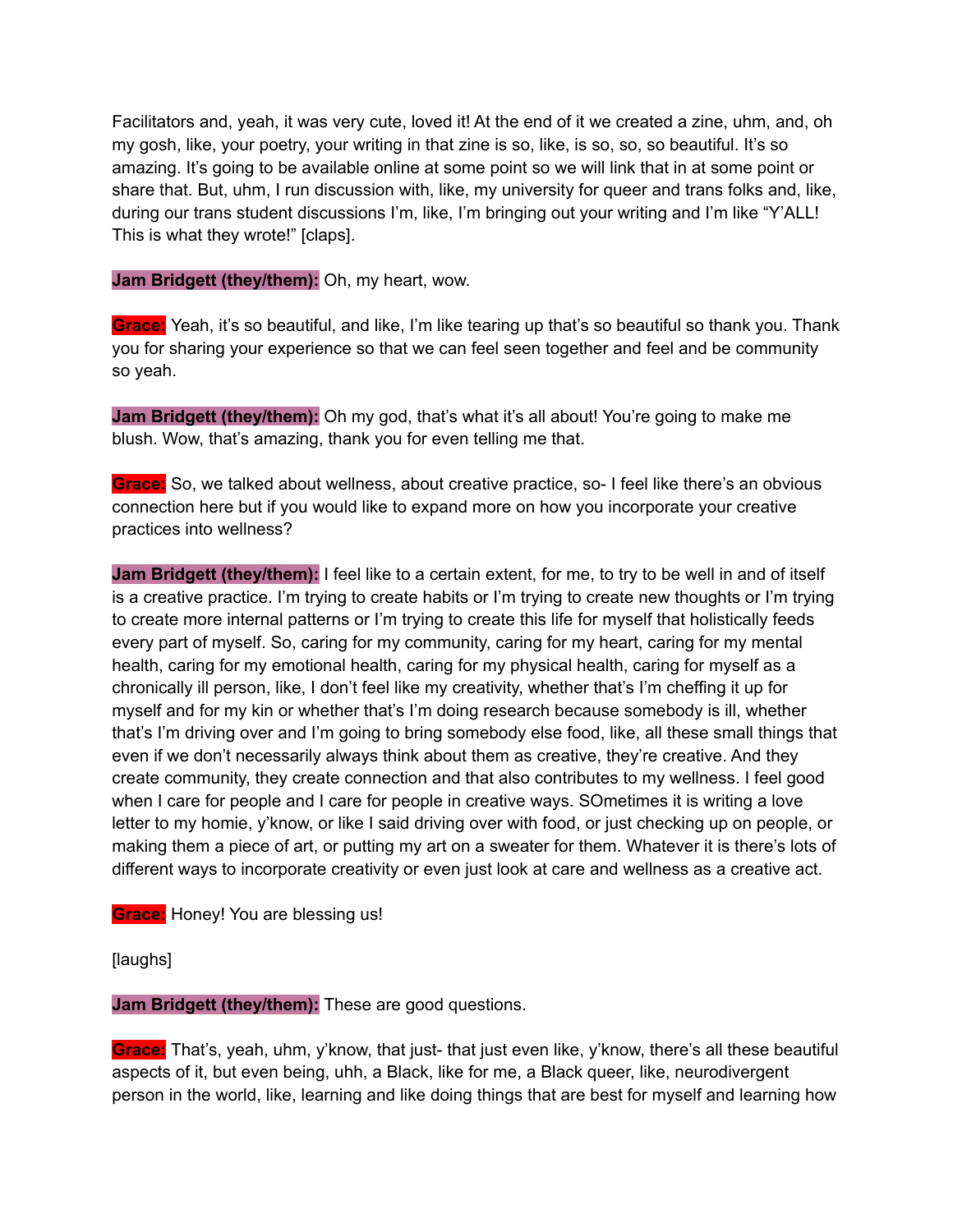Facilitators and, yeah, it was very cute, loved it! At the end of it we created a zine, uhm, and, oh my gosh, like, your poetry, your writing in that zine is so, like, is so, so, so beautiful. It's so amazing. It's going to be available online at some point so we will link that in at some point or share that. But, uhm, I run discussion with, like, my university for queer and trans folks and, like, during our trans student discussions I'm, like, I'm bringing out your writing and I'm like "Y'ALL! This is what they wrote!" [claps].

**Jam Bridgett (they/them):** Oh, my heart, wow.

**Grace:** Yeah, it's so beautiful, and like, I'm like tearing up that's so beautiful so thank you. Thank you for sharing your experience so that we can feel seen together and feel and be community so yeah.

**Jam Bridgett (they/them):** Oh my god, that's what it's all about! You're going to make me blush. Wow, that's amazing, thank you for even telling me that.

**Grace:** So, we talked about wellness, about creative practice, so- I feel like there's an obvious connection here but if you would like to expand more on how you incorporate your creative practices into wellness?

**Jam Bridgett (they/them):** I feel like to a certain extent, for me, to try to be well in and of itself is a creative practice. I'm trying to create habits or I'm trying to create new thoughts or I'm trying to create more internal patterns or I'm trying to create this life for myself that holistically feeds every part of myself. So, caring for my community, caring for my heart, caring for my mental health, caring for my emotional health, caring for my physical health, caring for myself as a chronically ill person, like, I don't feel like my creativity, whether that's I'm cheffing it up for myself and for my kin or whether that's I'm doing research because somebody is ill, whether that's I'm driving over and I'm going to bring somebody else food, like, all these small things that even if we don't necessarily always think about them as creative, they're creative. And they create community, they create connection and that also contributes to my wellness. I feel good when I care for people and I care for people in creative ways. SOmetimes it is writing a love letter to my homie, y'know, or like I said driving over with food, or just checking up on people, or making them a piece of art, or putting my art on a sweater for them. Whatever it is there's lots of different ways to incorporate creativity or even just look at care and wellness as a creative act.

**Grace:** Honey! You are blessing us!

[laughs]

**Jam Bridgett (they/them):** These are good questions.

**Grace:** That's, yeah, uhm, y'know, that just- that just even like, y'know, there's all these beautiful aspects of it, but even being, uhh, a Black, like for me, a Black queer, like, neurodivergent person in the world, like, learning and like doing things that are best for myself and learning how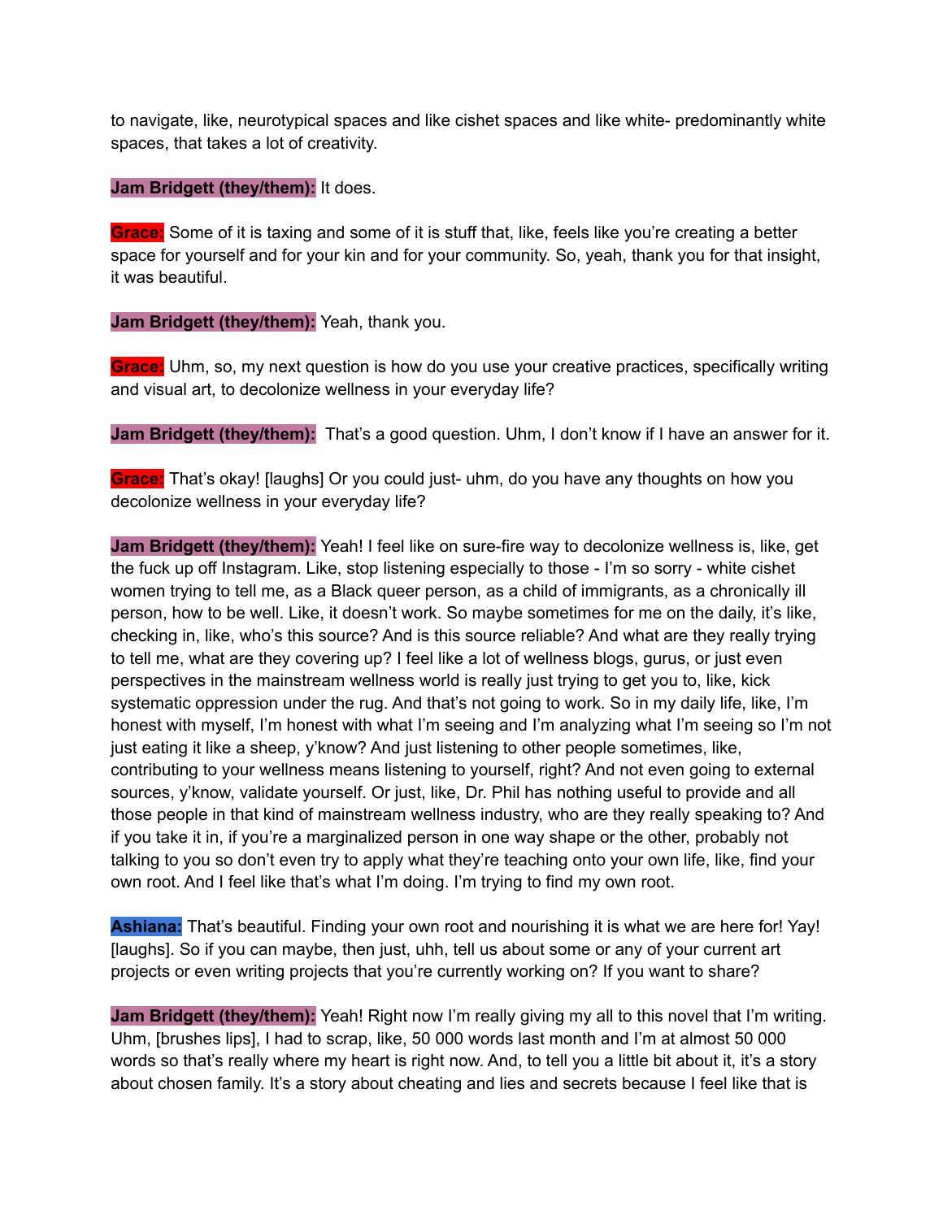to navigate, like, neurotypical spaces and like cishet spaces and like white- predominantly white spaces, that takes a lot of creativity.

**Jam Bridgett (they/them):** It does.

**Grace:** Some of it is taxing and some of it is stuff that, like, feels like you're creating a better space for yourself and for your kin and for your community. So, yeah, thank you for that insight, it was beautiful.

**Jam Bridgett (they/them):** Yeah, thank you.

**Grace:** Uhm, so, my next question is how do you use your creative practices, specifically writing and visual art, to decolonize wellness in your everyday life?

**Jam Bridgett (they/them):** That's a good question. Uhm, I don't know if I have an answer for it.

**Grace:** That's okay! [laughs] Or you could just- uhm, do you have any thoughts on how you decolonize wellness in your everyday life?

**Jam Bridgett (they/them):** Yeah! I feel like on sure-fire way to decolonize wellness is, like, get the fuck up off Instagram. Like, stop listening especially to those - I'm so sorry - white cishet women trying to tell me, as a Black queer person, as a child of immigrants, as a chronically ill person, how to be well. Like, it doesn't work. So maybe sometimes for me on the daily, it's like, checking in, like, who's this source? And is this source reliable? And what are they really trying to tell me, what are they covering up? I feel like a lot of wellness blogs, gurus, or just even perspectives in the mainstream wellness world is really just trying to get you to, like, kick systematic oppression under the rug. And that's not going to work. So in my daily life, like, I'm honest with myself, I'm honest with what I'm seeing and I'm analyzing what I'm seeing so I'm not just eating it like a sheep, y'know? And just listening to other people sometimes, like, contributing to your wellness means listening to yourself, right? And not even going to external sources, y'know, validate yourself. Or just, like, Dr. Phil has nothing useful to provide and all those people in that kind of mainstream wellness industry, who are they really speaking to? And if you take it in, if you're a marginalized person in one way shape or the other, probably not talking to you so don't even try to apply what they're teaching onto your own life, like, find your own root. And I feel like that's what I'm doing. I'm trying to find my own root.

**Ashiana:** That's beautiful. Finding your own root and nourishing it is what we are here for! Yay! [laughs]. So if you can maybe, then just, uhh, tell us about some or any of your current art projects or even writing projects that you're currently working on? If you want to share?

**Jam Bridgett (they/them):** Yeah! Right now I'm really giving my all to this novel that I'm writing. Uhm, [brushes lips], I had to scrap, like, 50 000 words last month and I'm at almost 50 000 words so that's really where my heart is right now. And, to tell you a little bit about it, it's a story about chosen family. It's a story about cheating and lies and secrets because I feel like that is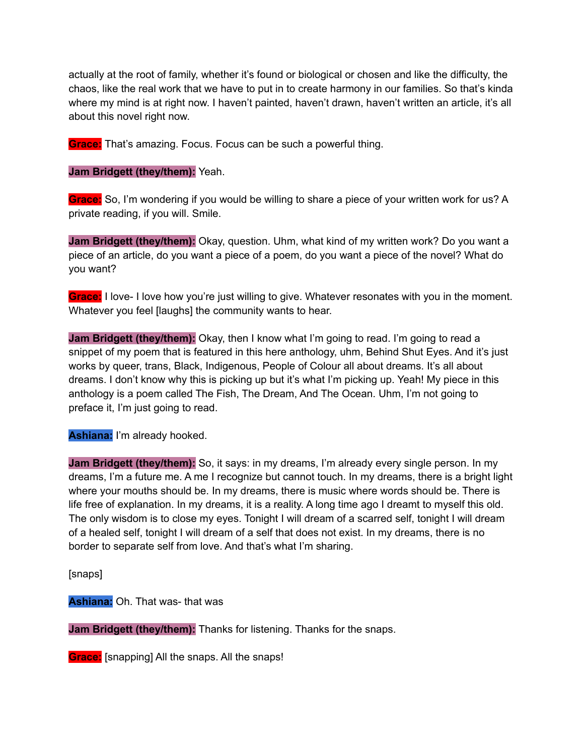actually at the root of family, whether it's found or biological or chosen and like the difficulty, the chaos, like the real work that we have to put in to create harmony in our families. So that's kinda where my mind is at right now. I haven't painted, haven't drawn, haven't written an article, it's all about this novel right now.

**Grace:** That's amazing. Focus. Focus can be such a powerful thing.

**Jam Bridgett (they/them):** Yeah.

**Grace:** So, I'm wondering if you would be willing to share a piece of your written work for us? A private reading, if you will. Smile.

**Jam Bridgett (they/them):** Okay, question. Uhm, what kind of my written work? Do you want a piece of an article, do you want a piece of a poem, do you want a piece of the novel? What do you want?

**Grace:** I love- I love how you're just willing to give. Whatever resonates with you in the moment. Whatever you feel [laughs] the community wants to hear.

**Jam Bridgett (they/them):** Okay, then I know what I'm going to read. I'm going to read a snippet of my poem that is featured in this here anthology, uhm, Behind Shut Eyes. And it's just works by queer, trans, Black, Indigenous, People of Colour all about dreams. It's all about dreams. I don't know why this is picking up but it's what I'm picking up. Yeah! My piece in this anthology is a poem called The Fish, The Dream, And The Ocean. Uhm, I'm not going to preface it, I'm just going to read.

**Ashiana:** I'm already hooked.

**Jam Bridgett (they/them):** So, it says: in my dreams, I'm already every single person. In my dreams, I'm a future me. A me I recognize but cannot touch. In my dreams, there is a bright light where your mouths should be. In my dreams, there is music where words should be. There is life free of explanation. In my dreams, it is a reality. A long time ago I dreamt to myself this old. The only wisdom is to close my eyes. Tonight I will dream of a scarred self, tonight I will dream of a healed self, tonight I will dream of a self that does not exist. In my dreams, there is no border to separate self from love. And that's what I'm sharing.

[snaps]

**Ashiana:** Oh. That was- that was

**Jam Bridgett (they/them):** Thanks for listening. Thanks for the snaps.

**Grace:** [snapping] All the snaps. All the snaps!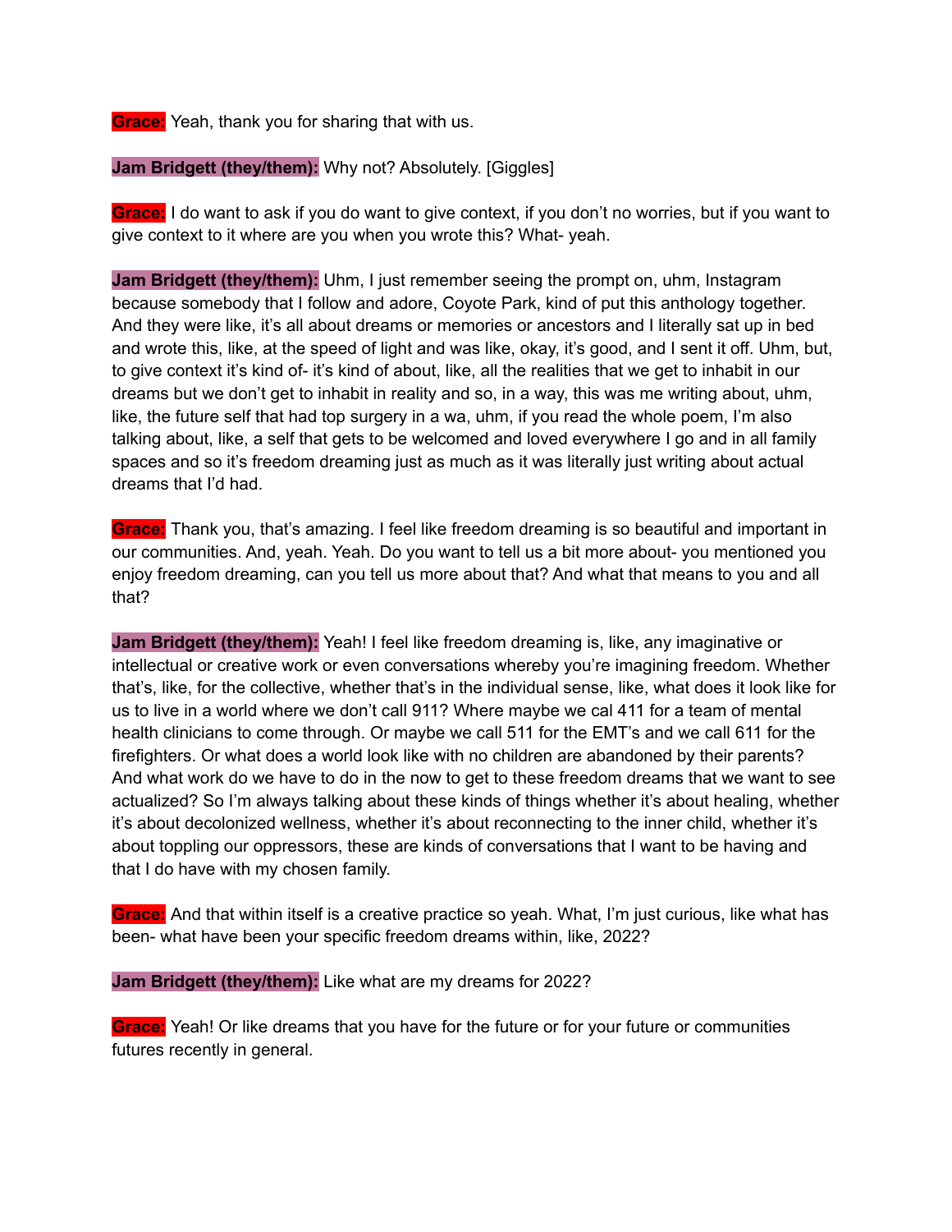**Grace:** Yeah, thank you for sharing that with us.

**Jam Bridgett (they/them):** Why not? Absolutely. [Giggles]

**Grace:** I do want to ask if you do want to give context, if you don't no worries, but if you want to give context to it where are you when you wrote this? What- yeah.

**Jam Bridgett (they/them):** Uhm, I just remember seeing the prompt on, uhm, Instagram because somebody that I follow and adore, Coyote Park, kind of put this anthology together. And they were like, it's all about dreams or memories or ancestors and I literally sat up in bed and wrote this, like, at the speed of light and was like, okay, it's good, and I sent it off. Uhm, but, to give context it's kind of- it's kind of about, like, all the realities that we get to inhabit in our dreams but we don't get to inhabit in reality and so, in a way, this was me writing about, uhm, like, the future self that had top surgery in a wa, uhm, if you read the whole poem, I'm also talking about, like, a self that gets to be welcomed and loved everywhere I go and in all family spaces and so it's freedom dreaming just as much as it was literally just writing about actual dreams that I'd had.

**Grace:** Thank you, that's amazing. I feel like freedom dreaming is so beautiful and important in our communities. And, yeah. Yeah. Do you want to tell us a bit more about- you mentioned you enjoy freedom dreaming, can you tell us more about that? And what that means to you and all that?

**Jam Bridgett (they/them):** Yeah! I feel like freedom dreaming is, like, any imaginative or intellectual or creative work or even conversations whereby you're imagining freedom. Whether that's, like, for the collective, whether that's in the individual sense, like, what does it look like for us to live in a world where we don't call 911? Where maybe we cal 411 for a team of mental health clinicians to come through. Or maybe we call 511 for the EMT's and we call 611 for the firefighters. Or what does a world look like with no children are abandoned by their parents? And what work do we have to do in the now to get to these freedom dreams that we want to see actualized? So I'm always talking about these kinds of things whether it's about healing, whether it's about decolonized wellness, whether it's about reconnecting to the inner child, whether it's about toppling our oppressors, these are kinds of conversations that I want to be having and that I do have with my chosen family.

**Grace:** And that within itself is a creative practice so yeah. What, I'm just curious, like what has been- what have been your specific freedom dreams within, like, 2022?

**Jam Bridgett (they/them):** Like what are my dreams for 2022?

**Grace:** Yeah! Or like dreams that you have for the future or for your future or communities futures recently in general.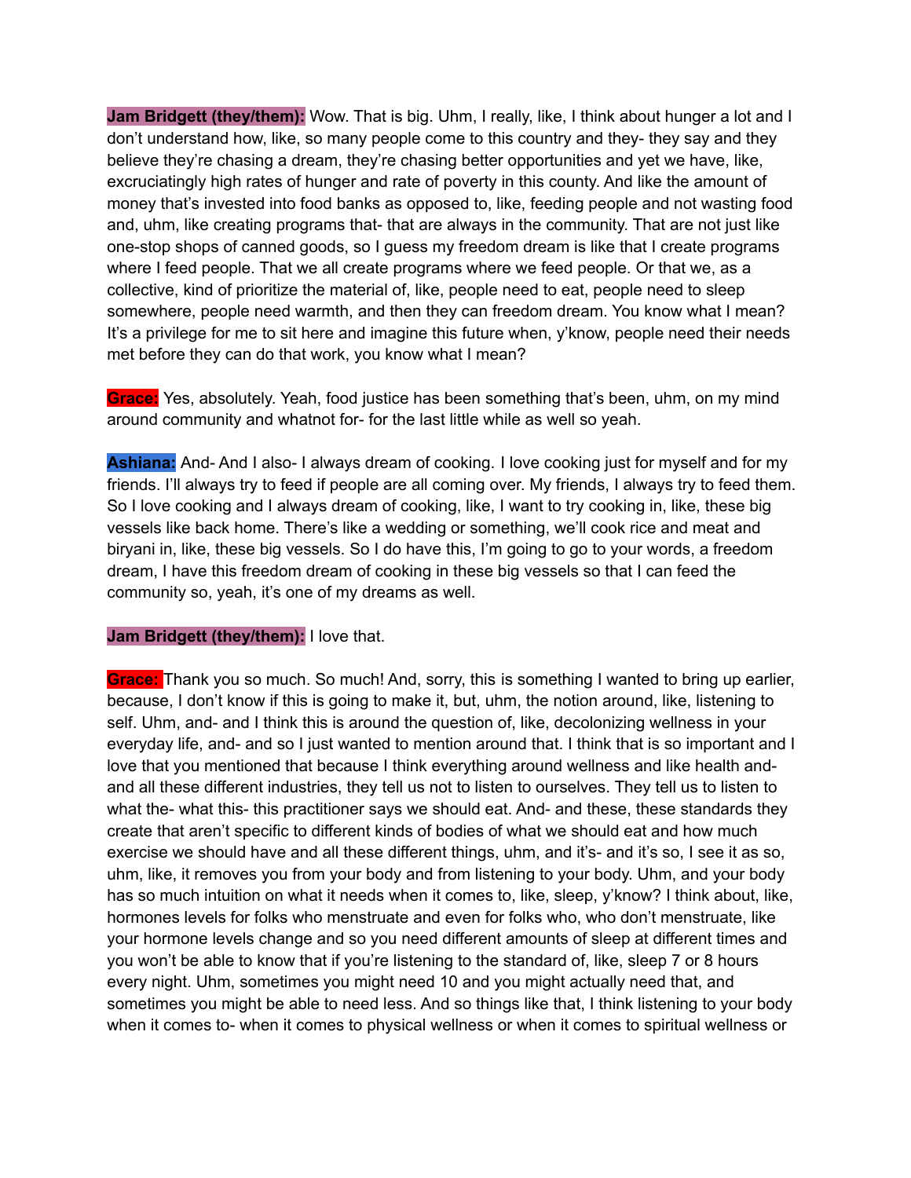**Jam Bridgett (they/them):** Wow. That is big. Uhm, I really, like, I think about hunger a lot and I don't understand how, like, so many people come to this country and they- they say and they believe they're chasing a dream, they're chasing better opportunities and yet we have, like, excruciatingly high rates of hunger and rate of poverty in this county. And like the amount of money that's invested into food banks as opposed to, like, feeding people and not wasting food and, uhm, like creating programs that- that are always in the community. That are not just like one-stop shops of canned goods, so I guess my freedom dream is like that I create programs where I feed people. That we all create programs where we feed people. Or that we, as a collective, kind of prioritize the material of, like, people need to eat, people need to sleep somewhere, people need warmth, and then they can freedom dream. You know what I mean? It's a privilege for me to sit here and imagine this future when, y'know, people need their needs met before they can do that work, you know what I mean?

**Grace:** Yes, absolutely. Yeah, food justice has been something that's been, uhm, on my mind around community and whatnot for- for the last little while as well so yeah.

**Ashiana:** And- And I also- I always dream of cooking. I love cooking just for myself and for my friends. I'll always try to feed if people are all coming over. My friends, I always try to feed them. So I love cooking and I always dream of cooking, like, I want to try cooking in, like, these big vessels like back home. There's like a wedding or something, we'll cook rice and meat and biryani in, like, these big vessels. So I do have this, I'm going to go to your words, a freedom dream, I have this freedom dream of cooking in these big vessels so that I can feed the community so, yeah, it's one of my dreams as well.

**Jam Bridgett (they/them):** I love that.

**Grace:** Thank you so much. So much! And, sorry, this is something I wanted to bring up earlier, because, I don't know if this is going to make it, but, uhm, the notion around, like, listening to self. Uhm, and- and I think this is around the question of, like, decolonizing wellness in your everyday life, and- and so I just wanted to mention around that. I think that is so important and I love that you mentioned that because I think everything around wellness and like health and- and all these different industries, they tell us not to listen to ourselves. They tell us to listen to what the- what this- this practitioner says we should eat. And- and these, these standards they create that aren't specific to different kinds of bodies of what we should eat and how much exercise we should have and all these different things, uhm, and it's- and it's so, I see it as so, uhm, like, it removes you from your body and from listening to your body. Uhm, and your body has so much intuition on what it needs when it comes to, like, sleep, y'know? I think about, like, hormones levels for folks who menstruate and even for folks who, who don't menstruate, like your hormone levels change and so you need different amounts of sleep at different times and you won't be able to know that if you're listening to the standard of, like, sleep 7 or 8 hours every night. Uhm, sometimes you might need 10 and you might actually need that, and sometimes you might be able to need less. And so things like that, I think listening to your body when it comes to- when it comes to physical wellness or when it comes to spiritual wellness or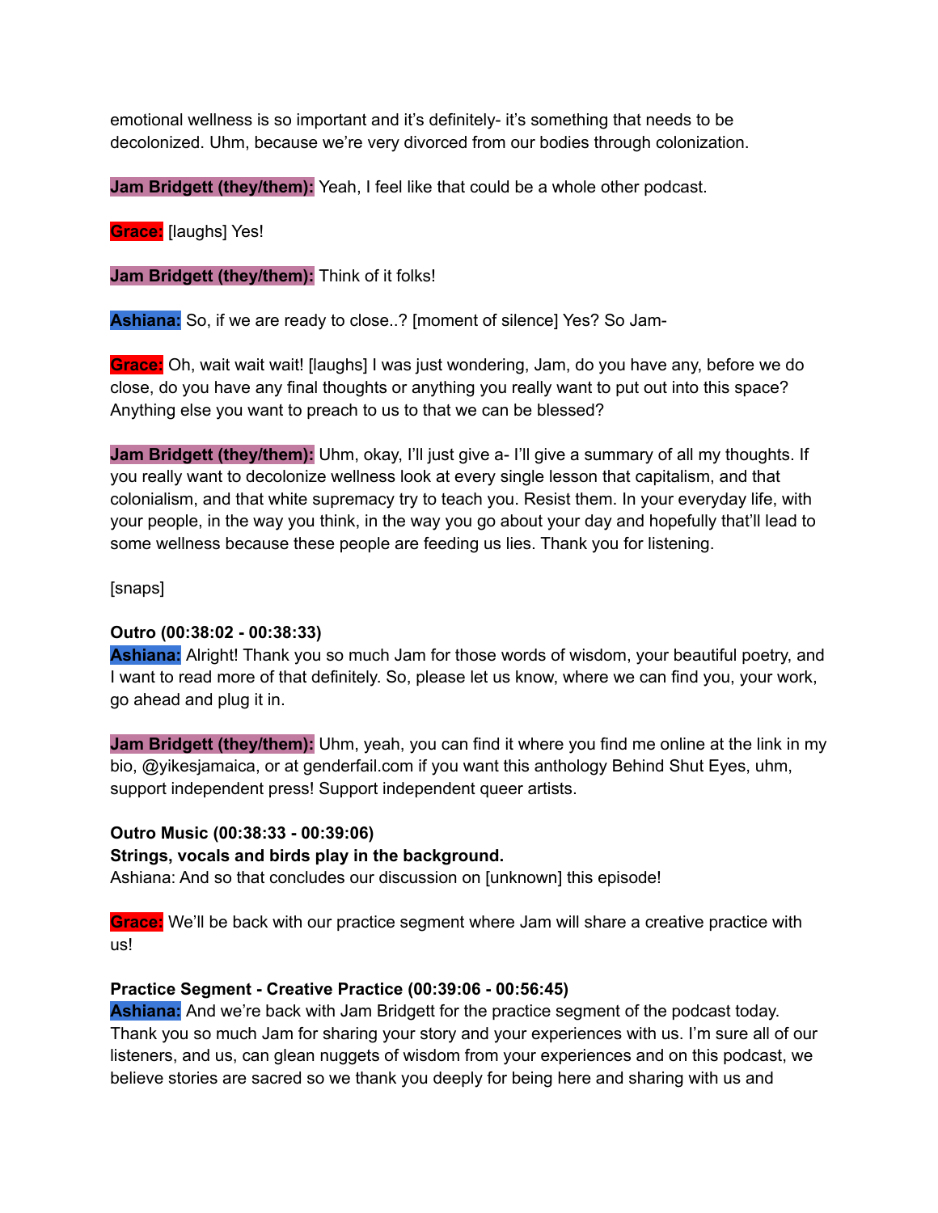emotional wellness is so important and it's definitely- it's something that needs to be decolonized. Uhm, because we're very divorced from our bodies through colonization.

**Jam Bridgett (they/them):** Yeah, I feel like that could be a whole other podcast.

**Grace:** [laughs] Yes!

**Jam Bridgett (they/them):** Think of it folks!

**Ashiana:** So, if we are ready to close..? [moment of silence] Yes? So Jam-

**Grace:** Oh, wait wait wait! [laughs] I was just wondering, Jam, do you have any, before we do close, do you have any final thoughts or anything you really want to put out into this space? Anything else you want to preach to us to that we can be blessed?

**Jam Bridgett (they/them):** Uhm, okay, I'll just give a- I'll give a summary of all my thoughts. If you really want to decolonize wellness look at every single lesson that capitalism, and that colonialism, and that white supremacy try to teach you. Resist them. In your everyday life, with your people, in the way you think, in the way you go about your day and hopefully that'll lead to some wellness because these people are feeding us lies. Thank you for listening.

[snaps]

**Outro (00:38:02 - 00:38:33)**
**Ashiana:** Alright! Thank you so much Jam for those words of wisdom, your beautiful poetry, and I want to read more of that definitely. So, please let us know, where we can find you, your work, go ahead and plug it in.

**Jam Bridgett (they/them):** Uhm, yeah, you can find it where you find me online at the link in my bio, @yikesjamaica, or at genderfail.com if you want this anthology Behind Shut Eyes, uhm, support independent press! Support independent queer artists.

**Outro Music (00:38:33 - 00:39:06)**
**Strings, vocals and birds play in the background.**
Ashiana: And so that concludes our discussion on [unknown] this episode!

**Grace:** We'll be back with our practice segment where Jam will share a creative practice with us!

**Practice Segment - Creative Practice (00:39:06 - 00:56:45)**
**Ashiana:** And we're back with Jam Bridgett for the practice segment of the podcast today. Thank you so much Jam for sharing your story and your experiences with us. I'm sure all of our listeners, and us, can glean nuggets of wisdom from your experiences and on this podcast, we believe stories are sacred so we thank you deeply for being here and sharing with us and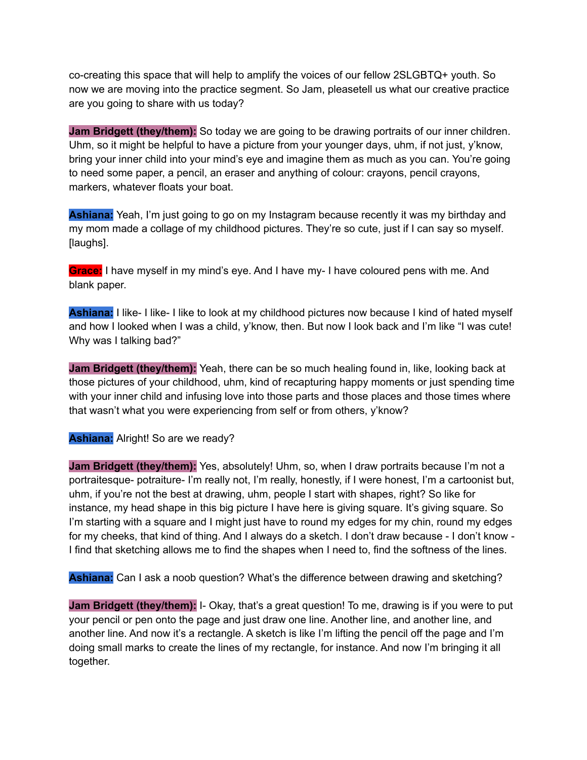co-creating this space that will help to amplify the voices of our fellow 2SLGBTQ+ youth. So now we are moving into the practice segment. So Jam, pleasetell us what our creative practice are you going to share with us today?

**Jam Bridgett (they/them):** So today we are going to be drawing portraits of our inner children. Uhm, so it might be helpful to have a picture from your younger days, uhm, if not just, y'know, bring your inner child into your mind's eye and imagine them as much as you can. You're going to need some paper, a pencil, an eraser and anything of colour: crayons, pencil crayons, markers, whatever floats your boat.

**Ashiana:** Yeah, I'm just going to go on my Instagram because recently it was my birthday and my mom made a collage of my childhood pictures. They're so cute, just if I can say so myself. [laughs].

**Grace:** I have myself in my mind's eye. And I have my- I have coloured pens with me. And blank paper.

**Ashiana:** I like- I like- I like to look at my childhood pictures now because I kind of hated myself and how I looked when I was a child, y'know, then. But now I look back and I'm like "I was cute! Why was I talking bad?"

**Jam Bridgett (they/them):** Yeah, there can be so much healing found in, like, looking back at those pictures of your childhood, uhm, kind of recapturing happy moments or just spending time with your inner child and infusing love into those parts and those places and those times where that wasn't what you were experiencing from self or from others, y'know?

**Ashiana:** Alright! So are we ready?

**Jam Bridgett (they/them):** Yes, absolutely! Uhm, so, when I draw portraits because I'm not a portraitesque- potraiture- I'm really not, I'm really, honestly, if I were honest, I'm a cartoonist but, uhm, if you're not the best at drawing, uhm, people I start with shapes, right? So like for instance, my head shape in this big picture I have here is giving square. It's giving square. So I'm starting with a square and I might just have to round my edges for my chin, round my edges for my cheeks, that kind of thing. And I always do a sketch. I don't draw because - I don't know - I find that sketching allows me to find the shapes when I need to, find the softness of the lines.

**Ashiana:** Can I ask a noob question? What's the difference between drawing and sketching?

**Jam Bridgett (they/them):** I- Okay, that's a great question! To me, drawing is if you were to put your pencil or pen onto the page and just draw one line. Another line, and another line, and another line. And now it's a rectangle. A sketch is like I'm lifting the pencil off the page and I'm doing small marks to create the lines of my rectangle, for instance. And now I'm bringing it all together.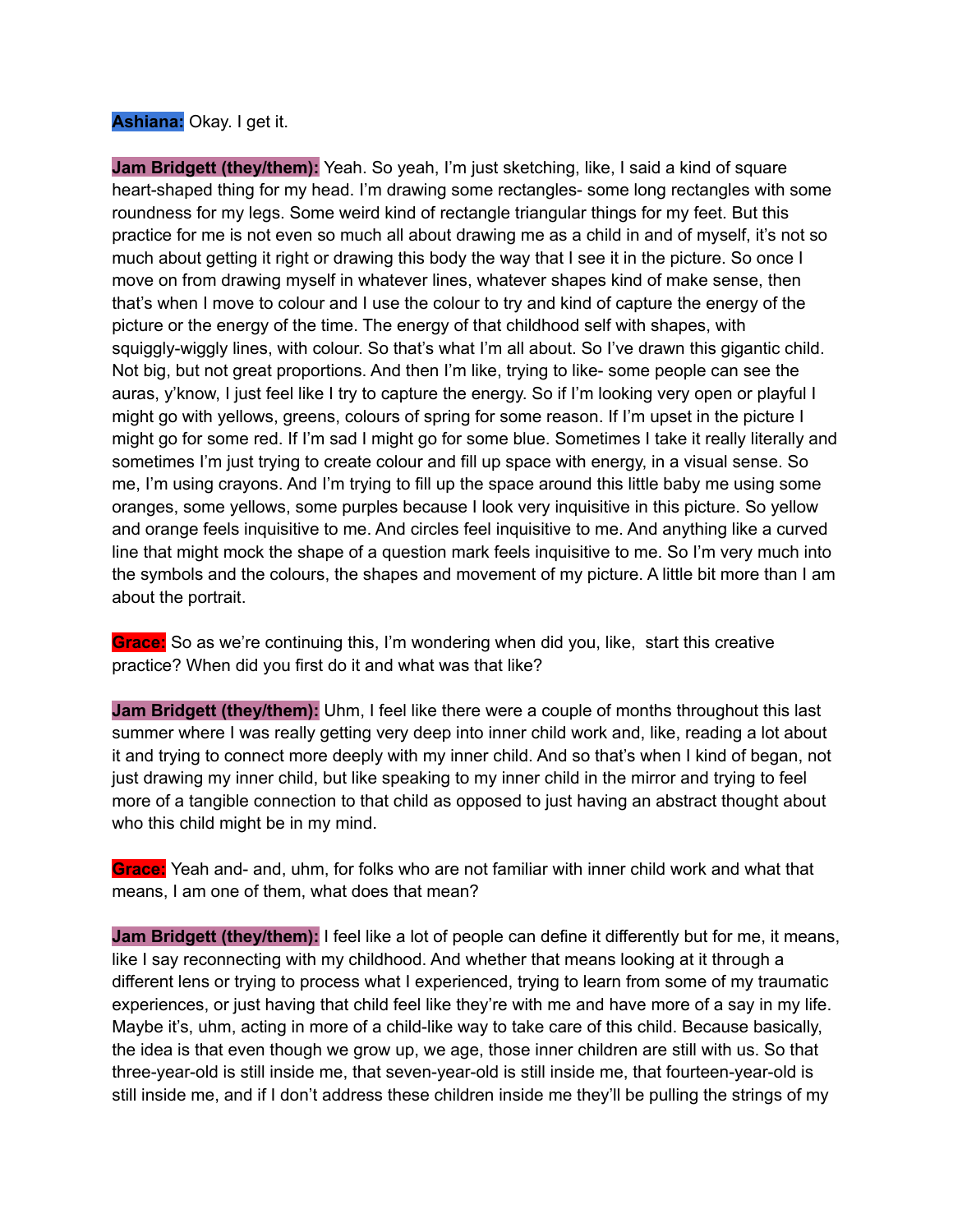**Ashiana:** Okay. I get it.

**Jam Bridgett (they/them):** Yeah. So yeah, I'm just sketching, like, I said a kind of square heart-shaped thing for my head. I'm drawing some rectangles- some long rectangles with some roundness for my legs. Some weird kind of rectangle triangular things for my feet. But this practice for me is not even so much all about drawing me as a child in and of myself, it's not so much about getting it right or drawing this body the way that I see it in the picture. So once I move on from drawing myself in whatever lines, whatever shapes kind of make sense, then that's when I move to colour and I use the colour to try and kind of capture the energy of the picture or the energy of the time. The energy of that childhood self with shapes, with squiggly-wiggly lines, with colour. So that's what I'm all about. So I've drawn this gigantic child. Not big, but not great proportions. And then I'm like, trying to like- some people can see the auras, y'know, I just feel like I try to capture the energy. So if I'm looking very open or playful I might go with yellows, greens, colours of spring for some reason. If I'm upset in the picture I might go for some red. If I'm sad I might go for some blue. Sometimes I take it really literally and sometimes I'm just trying to create colour and fill up space with energy, in a visual sense. So me, I'm using crayons. And I'm trying to fill up the space around this little baby me using some oranges, some yellows, some purples because I look very inquisitive in this picture. So yellow and orange feels inquisitive to me. And circles feel inquisitive to me. And anything like a curved line that might mock the shape of a question mark feels inquisitive to me. So I'm very much into the symbols and the colours, the shapes and movement of my picture. A little bit more than I am about the portrait.

**Grace:** So as we're continuing this, I'm wondering when did you, like, start this creative practice? When did you first do it and what was that like?

**Jam Bridgett (they/them):** Uhm, I feel like there were a couple of months throughout this last summer where I was really getting very deep into inner child work and, like, reading a lot about it and trying to connect more deeply with my inner child. And so that's when I kind of began, not just drawing my inner child, but like speaking to my inner child in the mirror and trying to feel more of a tangible connection to that child as opposed to just having an abstract thought about who this child might be in my mind.

**Grace:** Yeah and- and, uhm, for folks who are not familiar with inner child work and what that means, I am one of them, what does that mean?

**Jam Bridgett (they/them):** I feel like a lot of people can define it differently but for me, it means, like I say reconnecting with my childhood. And whether that means looking at it through a different lens or trying to process what I experienced, trying to learn from some of my traumatic experiences, or just having that child feel like they're with me and have more of a say in my life. Maybe it's, uhm, acting in more of a child-like way to take care of this child. Because basically, the idea is that even though we grow up, we age, those inner children are still with us. So that three-year-old is still inside me, that seven-year-old is still inside me, that fourteen-year-old is still inside me, and if I don't address these children inside me they'll be pulling the strings of my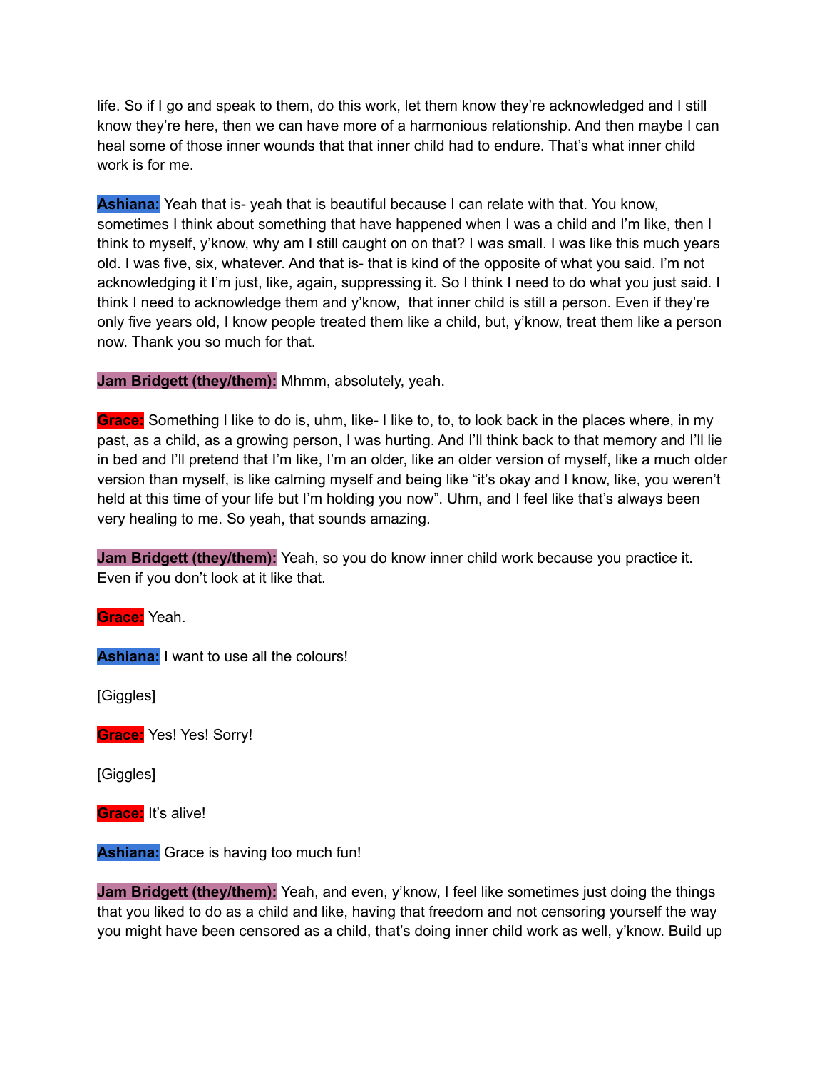life. So if I go and speak to them, do this work, let them know they're acknowledged and I still know they're here, then we can have more of a harmonious relationship. And then maybe I can heal some of those inner wounds that that inner child had to endure. That's what inner child work is for me.

**Ashiana:** Yeah that is- yeah that is beautiful because I can relate with that. You know, sometimes I think about something that have happened when I was a child and I'm like, then I think to myself, y'know, why am I still caught on on that? I was small. I was like this much years old. I was five, six, whatever. And that is- that is kind of the opposite of what you said. I'm not acknowledging it I'm just, like, again, suppressing it. So I think I need to do what you just said. I think I need to acknowledge them and y'know, that inner child is still a person. Even if they're only five years old, I know people treated them like a child, but, y'know, treat them like a person now. Thank you so much for that.

**Jam Bridgett (they/them):** Mhmm, absolutely, yeah.

**Grace:** Something I like to do is, uhm, like- I like to, to, to look back in the places where, in my past, as a child, as a growing person, I was hurting. And I'll think back to that memory and I'll lie in bed and I'll pretend that I'm like, I'm an older, like an older version of myself, like a much older version than myself, is like calming myself and being like "it's okay and I know, like, you weren't held at this time of your life but I'm holding you now". Uhm, and I feel like that's always been very healing to me. So yeah, that sounds amazing.

**Jam Bridgett (they/them):** Yeah, so you do know inner child work because you practice it. Even if you don't look at it like that.

**Grace:** Yeah.

**Ashiana:** I want to use all the colours!

[Giggles]

**Grace:** Yes! Yes! Sorry!

[Giggles]

**Grace:** It's alive!

**Ashiana:** Grace is having too much fun!

**Jam Bridgett (they/them):** Yeah, and even, y'know, I feel like sometimes just doing the things that you liked to do as a child and like, having that freedom and not censoring yourself the way you might have been censored as a child, that's doing inner child work as well, y'know. Build up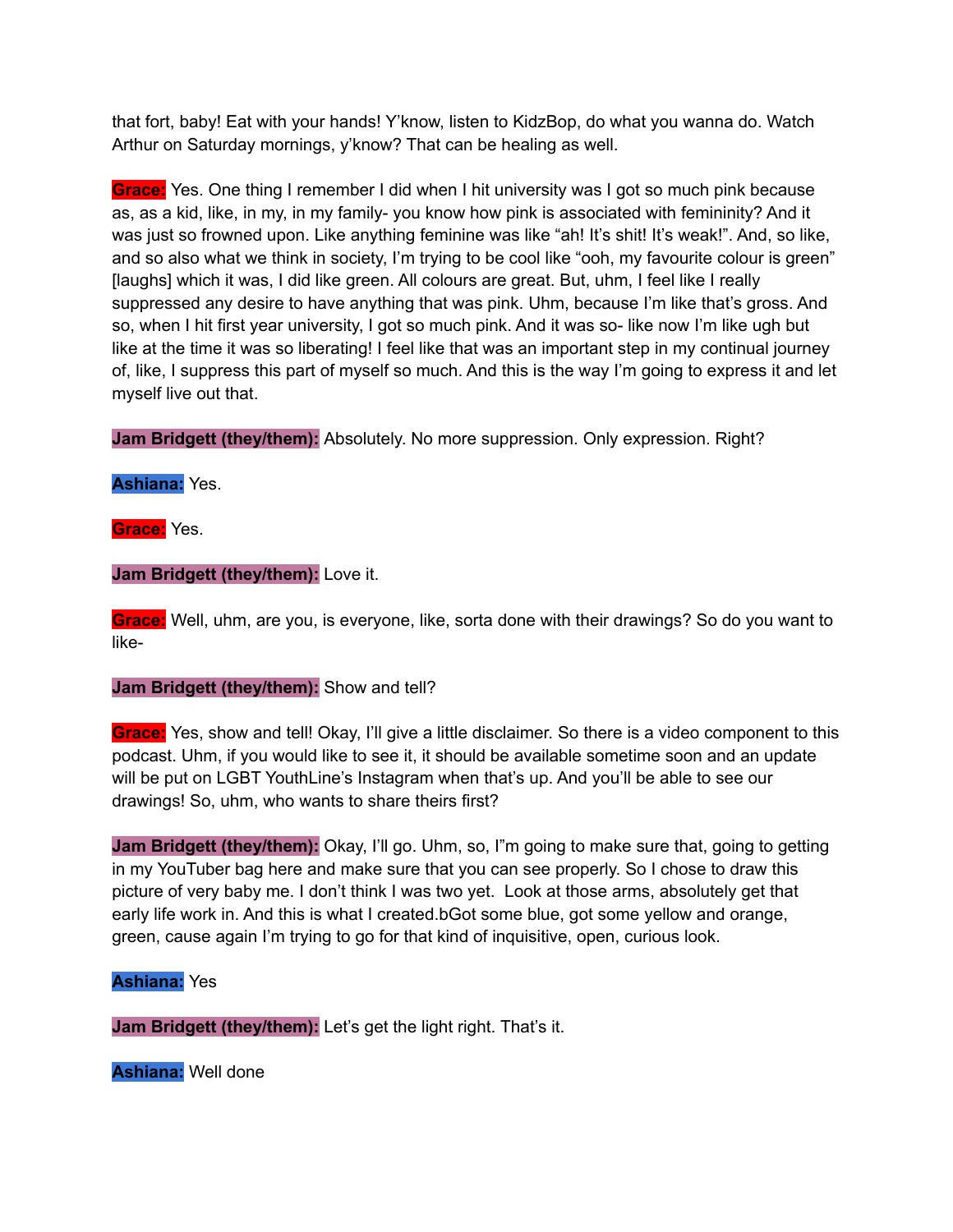that fort, baby! Eat with your hands! Y'know, listen to KidzBop, do what you wanna do. Watch Arthur on Saturday mornings, y'know? That can be healing as well.

**Grace:** Yes. One thing I remember I did when I hit university was I got so much pink because as, as a kid, like, in my, in my family- you know how pink is associated with femininity? And it was just so frowned upon. Like anything feminine was like "ah! It's shit! It's weak!". And, so like, and so also what we think in society, I'm trying to be cool like "ooh, my favourite colour is green" [laughs] which it was, I did like green. All colours are great. But, uhm, I feel like I really suppressed any desire to have anything that was pink. Uhm, because I'm like that's gross. And so, when I hit first year university, I got so much pink. And it was so- like now I'm like ugh but like at the time it was so liberating! I feel like that was an important step in my continual journey of, like, I suppress this part of myself so much. And this is the way I'm going to express it and let myself live out that.

**Jam Bridgett (they/them):** Absolutely. No more suppression. Only expression. Right?

**Ashiana:** Yes.

**Grace:** Yes.

**Jam Bridgett (they/them):** Love it.

**Grace:** Well, uhm, are you, is everyone, like, sorta done with their drawings? So do you want to like-

**Jam Bridgett (they/them):** Show and tell?

**Grace:** Yes, show and tell! Okay, I'll give a little disclaimer. So there is a video component to this podcast. Uhm, if you would like to see it, it should be available sometime soon and an update will be put on LGBT YouthLine's Instagram when that's up. And you'll be able to see our drawings! So, uhm, who wants to share theirs first?

**Jam Bridgett (they/them):** Okay, I'll go. Uhm, so, I"m going to make sure that, going to getting in my YouTuber bag here and make sure that you can see properly. So I chose to draw this picture of very baby me. I don't think I was two yet. Look at those arms, absolutely get that early life work in. And this is what I created.bGot some blue, got some yellow and orange, green, cause again I'm trying to go for that kind of inquisitive, open, curious look.

**Ashiana:** Yes

**Jam Bridgett (they/them):** Let's get the light right. That's it.

**Ashiana:** Well done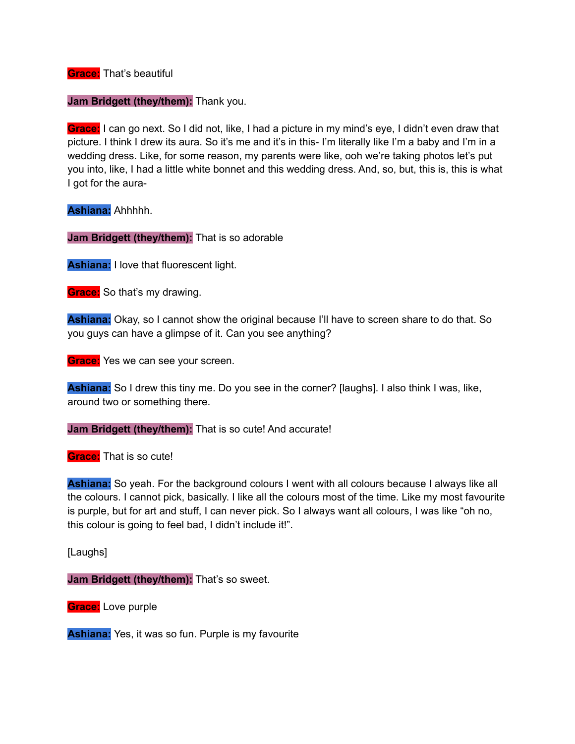**Grace:** That's beautiful

**Jam Bridgett (they/them):** Thank you.

**Grace:** I can go next. So I did not, like, I had a picture in my mind's eye, I didn't even draw that picture. I think I drew its aura. So it's me and it's in this- I'm literally like I'm a baby and I'm in a wedding dress. Like, for some reason, my parents were like, ooh we're taking photos let's put you into, like, I had a little white bonnet and this wedding dress. And, so, but, this is, this is what I got for the aura-

**Ashiana:** Ahhhhh.

**Jam Bridgett (they/them):** That is so adorable

**Ashiana:** I love that fluorescent light.

**Grace:** So that's my drawing.

**Ashiana:** Okay, so I cannot show the original because I'll have to screen share to do that. So you guys can have a glimpse of it. Can you see anything?

**Grace:** Yes we can see your screen.

**Ashiana:** So I drew this tiny me. Do you see in the corner? [laughs]. I also think I was, like, around two or something there.

**Jam Bridgett (they/them):** That is so cute! And accurate!

**Grace:** That is so cute!

**Ashiana:** So yeah. For the background colours I went with all colours because I always like all the colours. I cannot pick, basically. I like all the colours most of the time. Like my most favourite is purple, but for art and stuff, I can never pick. So I always want all colours, I was like "oh no, this colour is going to feel bad, I didn't include it!".

[Laughs]

**Jam Bridgett (they/them):** That's so sweet.

**Grace:** Love purple

**Ashiana:** Yes, it was so fun. Purple is my favourite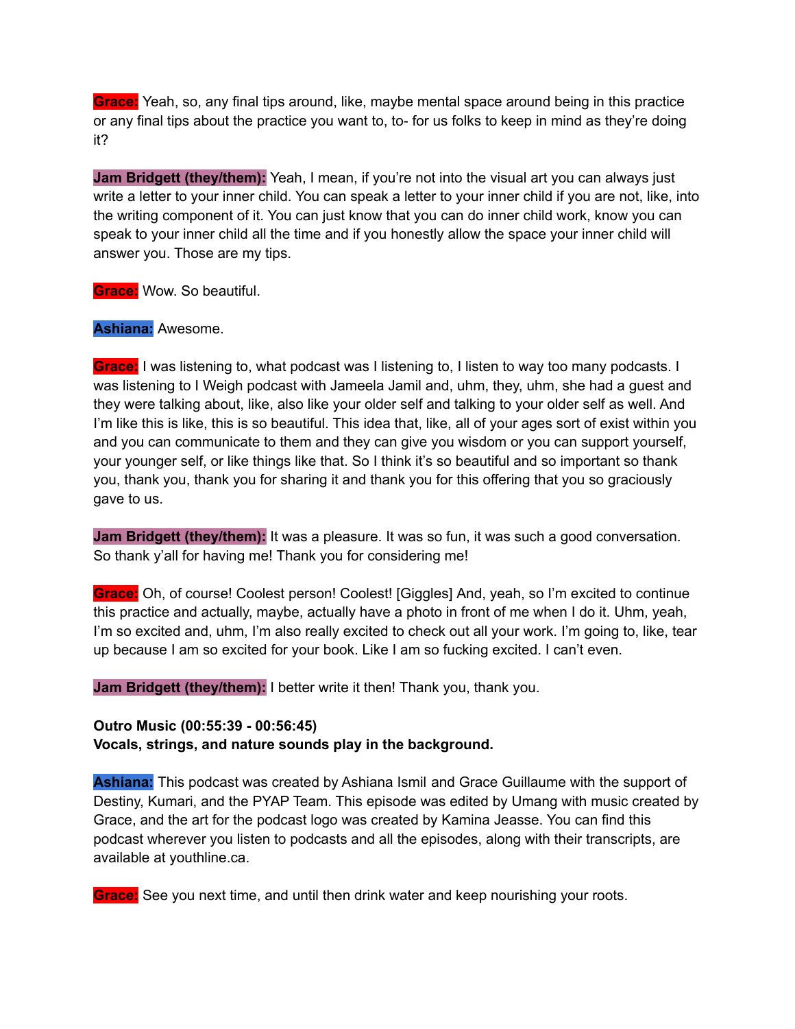**Grace:** Yeah, so, any final tips around, like, maybe mental space around being in this practice or any final tips about the practice you want to, to- for us folks to keep in mind as they're doing it?

**Jam Bridgett (they/them):** Yeah, I mean, if you're not into the visual art you can always just write a letter to your inner child. You can speak a letter to your inner child if you are not, like, into the writing component of it. You can just know that you can do inner child work, know you can speak to your inner child all the time and if you honestly allow the space your inner child will answer you. Those are my tips.

**Grace:** Wow. So beautiful.

**Ashiana:** Awesome.

**Grace:** I was listening to, what podcast was I listening to, I listen to way too many podcasts. I was listening to I Weigh podcast with Jameela Jamil and, uhm, they, uhm, she had a guest and they were talking about, like, also like your older self and talking to your older self as well. And I'm like this is like, this is so beautiful. This idea that, like, all of your ages sort of exist within you and you can communicate to them and they can give you wisdom or you can support yourself, your younger self, or like things like that. So I think it's so beautiful and so important so thank you, thank you, thank you for sharing it and thank you for this offering that you so graciously gave to us.

**Jam Bridgett (they/them):** It was a pleasure. It was so fun, it was such a good conversation. So thank y'all for having me! Thank you for considering me!

**Grace:** Oh, of course! Coolest person! Coolest! [Giggles] And, yeah, so I'm excited to continue this practice and actually, maybe, actually have a photo in front of me when I do it. Uhm, yeah, I'm so excited and, uhm, I'm also really excited to check out all your work. I'm going to, like, tear up because I am so excited for your book. Like I am so fucking excited. I can't even.

**Jam Bridgett (they/them):** I better write it then! Thank you, thank you.

**Outro Music (00:55:39 - 00:56:45)**
**Vocals, strings, and nature sounds play in the background.**

**Ashiana:** This podcast was created by Ashiana Ismil and Grace Guillaume with the support of Destiny, Kumari, and the PYAP Team. This episode was edited by Umang with music created by Grace, and the art for the podcast logo was created by Kamina Jeasse. You can find this podcast wherever you listen to podcasts and all the episodes, along with their transcripts, are available at youthline.ca.

**Grace:** See you next time, and until then drink water and keep nourishing your roots.